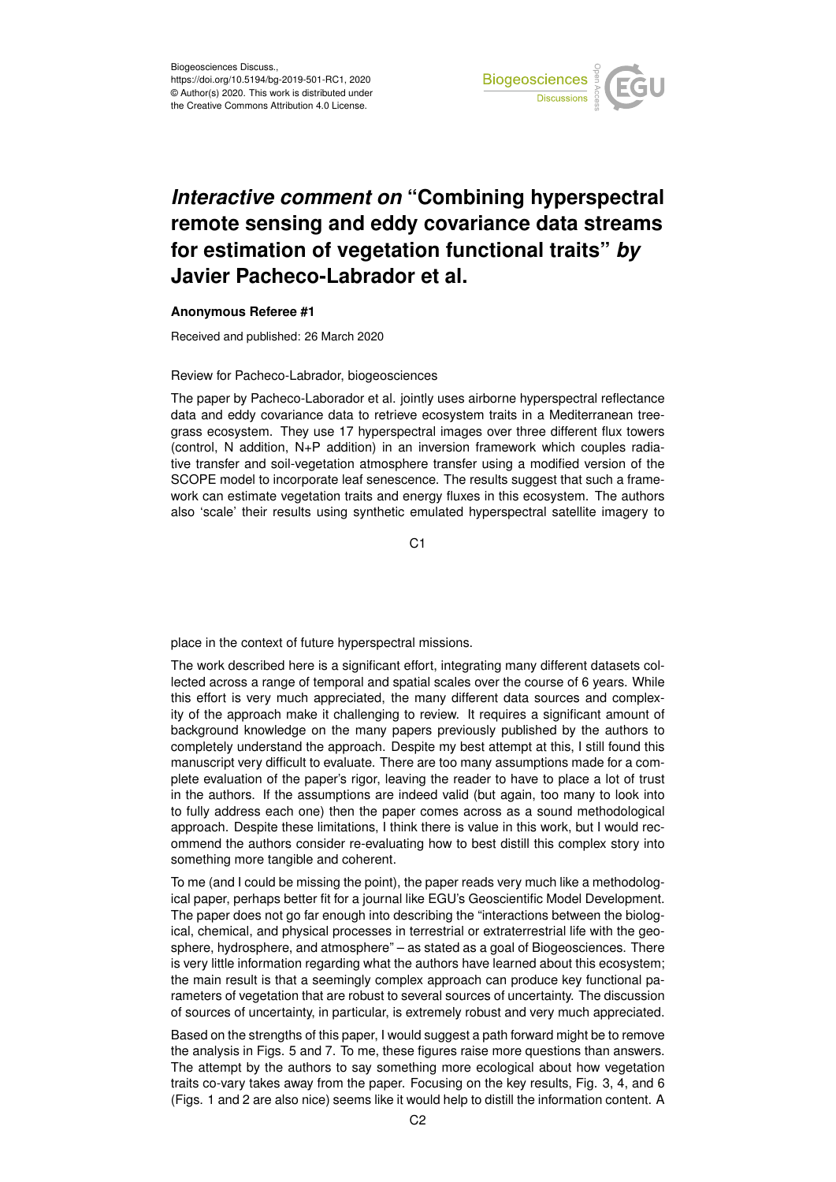Biogeosciences Discuss.,
https://doi.org/10.5194/bg-2019-501-RC1, 2020
© Author(s) 2020. This work is distributed under
the Creative Commons Attribution 4.0 License.

# *Interactive comment on* "Combining hyperspectral remote sensing and eddy covariance data streams for estimation of vegetation functional traits" *by* Javier Pacheco-Labrador et al.

**Anonymous Referee #1**

Received and published: 26 March 2020

Review for Pacheco-Labrador, biogeosciences

The paper by Pacheco-Laborador et al. jointly uses airborne hyperspectral reflectance data and eddy covariance data to retrieve ecosystem traits in a Mediterranean tree-grass ecosystem. They use 17 hyperspectral images over three different flux towers (control, N addition, N+P addition) in an inversion framework which couples radiative transfer and soil-vegetation atmosphere transfer using a modified version of the SCOPE model to incorporate leaf senescence. The results suggest that such a framework can estimate vegetation traits and energy fluxes in this ecosystem. The authors also 'scale' their results using synthetic emulated hyperspectral satellite imagery to place in the context of future hyperspectral missions.

The work described here is a significant effort, integrating many different datasets collected across a range of temporal and spatial scales over the course of 6 years. While this effort is very much appreciated, the many different data sources and complexity of the approach make it challenging to review. It requires a significant amount of background knowledge on the many papers previously published by the authors to completely understand the approach. Despite my best attempt at this, I still found this manuscript very difficult to evaluate. There are too many assumptions made for a complete evaluation of the paper's rigor, leaving the reader to have to place a lot of trust in the authors. If the assumptions are indeed valid (but again, too many to look into to fully address each one) then the paper comes across as a sound methodological approach. Despite these limitations, I think there is value in this work, but I would recommend the authors consider re-evaluating how to best distill this complex story into something more tangible and coherent.

To me (and I could be missing the point), the paper reads very much like a methodological paper, perhaps better fit for a journal like EGU's Geoscientific Model Development. The paper does not go far enough into describing the "interactions between the biological, chemical, and physical processes in terrestrial or extraterrestrial life with the geosphere, hydrosphere, and atmosphere" – as stated as a goal of Biogeosciences. There is very little information regarding what the authors have learned about this ecosystem; the main result is that a seemingly complex approach can produce key functional parameters of vegetation that are robust to several sources of uncertainty. The discussion of sources of uncertainty, in particular, is extremely robust and very much appreciated.

Based on the strengths of this paper, I would suggest a path forward might be to remove the analysis in Figs. 5 and 7. To me, these figures raise more questions than answers. The attempt by the authors to say something more ecological about how vegetation traits co-vary takes away from the paper. Focusing on the key results, Fig. 3, 4, and 6 (Figs. 1 and 2 are also nice) seems like it would help to distill the information content. A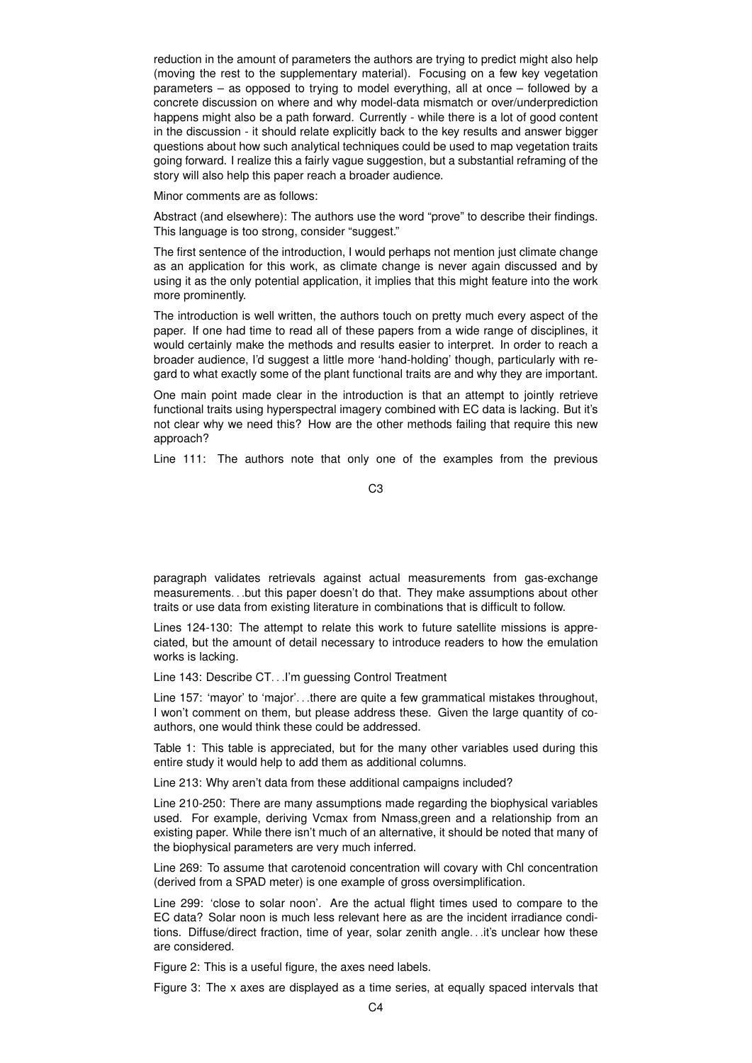reduction in the amount of parameters the authors are trying to predict might also help (moving the rest to the supplementary material). Focusing on a few key vegetation parameters – as opposed to trying to model everything, all at once – followed by a concrete discussion on where and why model-data mismatch or over/underprediction happens might also be a path forward. Currently - while there is a lot of good content in the discussion - it should relate explicitly back to the key results and answer bigger questions about how such analytical techniques could be used to map vegetation traits going forward. I realize this a fairly vague suggestion, but a substantial reframing of the story will also help this paper reach a broader audience.

Minor comments are as follows:

Abstract (and elsewhere): The authors use the word "prove" to describe their findings. This language is too strong, consider "suggest."

The first sentence of the introduction, I would perhaps not mention just climate change as an application for this work, as climate change is never again discussed and by using it as the only potential application, it implies that this might feature into the work more prominently.

The introduction is well written, the authors touch on pretty much every aspect of the paper. If one had time to read all of these papers from a wide range of disciplines, it would certainly make the methods and results easier to interpret. In order to reach a broader audience, I'd suggest a little more 'hand-holding' though, particularly with regard to what exactly some of the plant functional traits are and why they are important.

One main point made clear in the introduction is that an attempt to jointly retrieve functional traits using hyperspectral imagery combined with EC data is lacking. But it's not clear why we need this? How are the other methods failing that require this new approach?

Line 111: The authors note that only one of the examples from the previous paragraph validates retrievals against actual measurements from gas-exchange measurements. . .but this paper doesn't do that. They make assumptions about other traits or use data from existing literature in combinations that is difficult to follow.

Lines 124-130: The attempt to relate this work to future satellite missions is appreciated, but the amount of detail necessary to introduce readers to how the emulation works is lacking.

Line 143: Describe CT. . .I'm guessing Control Treatment

Line 157: 'mayor' to 'major'. . .there are quite a few grammatical mistakes throughout, I won't comment on them, but please address these. Given the large quantity of co-authors, one would think these could be addressed.

Table 1: This table is appreciated, but for the many other variables used during this entire study it would help to add them as additional columns.

Line 213: Why aren't data from these additional campaigns included?

Line 210-250: There are many assumptions made regarding the biophysical variables used. For example, deriving Vcmax from Nmass,green and a relationship from an existing paper. While there isn't much of an alternative, it should be noted that many of the biophysical parameters are very much inferred.

Line 269: To assume that carotenoid concentration will covary with Chl concentration (derived from a SPAD meter) is one example of gross oversimplification.

Line 299: 'close to solar noon'. Are the actual flight times used to compare to the EC data? Solar noon is much less relevant here as are the incident irradiance conditions. Diffuse/direct fraction, time of year, solar zenith angle. . .it's unclear how these are considered.

Figure 2: This is a useful figure, the axes need labels.

Figure 3: The x axes are displayed as a time series, at equally spaced intervals that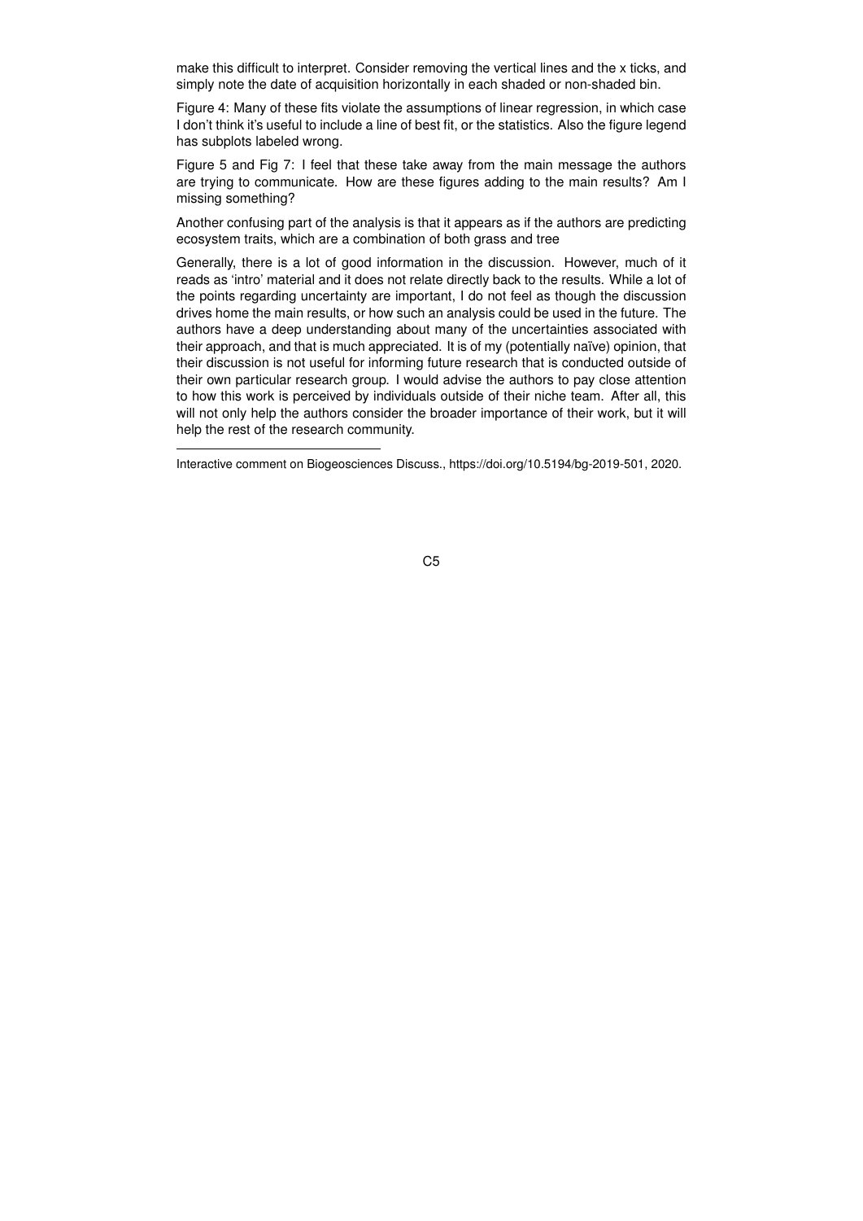make this difficult to interpret. Consider removing the vertical lines and the x ticks, and simply note the date of acquisition horizontally in each shaded or non-shaded bin.

Figure 4: Many of these fits violate the assumptions of linear regression, in which case I don't think it's useful to include a line of best fit, or the statistics. Also the figure legend has subplots labeled wrong.

Figure 5 and Fig 7: I feel that these take away from the main message the authors are trying to communicate. How are these figures adding to the main results? Am I missing something?

Another confusing part of the analysis is that it appears as if the authors are predicting ecosystem traits, which are a combination of both grass and tree

Generally, there is a lot of good information in the discussion. However, much of it reads as 'intro' material and it does not relate directly back to the results. While a lot of the points regarding uncertainty are important, I do not feel as though the discussion drives home the main results, or how such an analysis could be used in the future. The authors have a deep understanding about many of the uncertainties associated with their approach, and that is much appreciated. It is of my (potentially naïve) opinion, that their discussion is not useful for informing future research that is conducted outside of their own particular research group. I would advise the authors to pay close attention to how this work is perceived by individuals outside of their niche team. After all, this will not only help the authors consider the broader importance of their work, but it will help the rest of the research community.

---

Interactive comment on Biogeosciences Discuss., https://doi.org/10.5194/bg-2019-501, 2020.